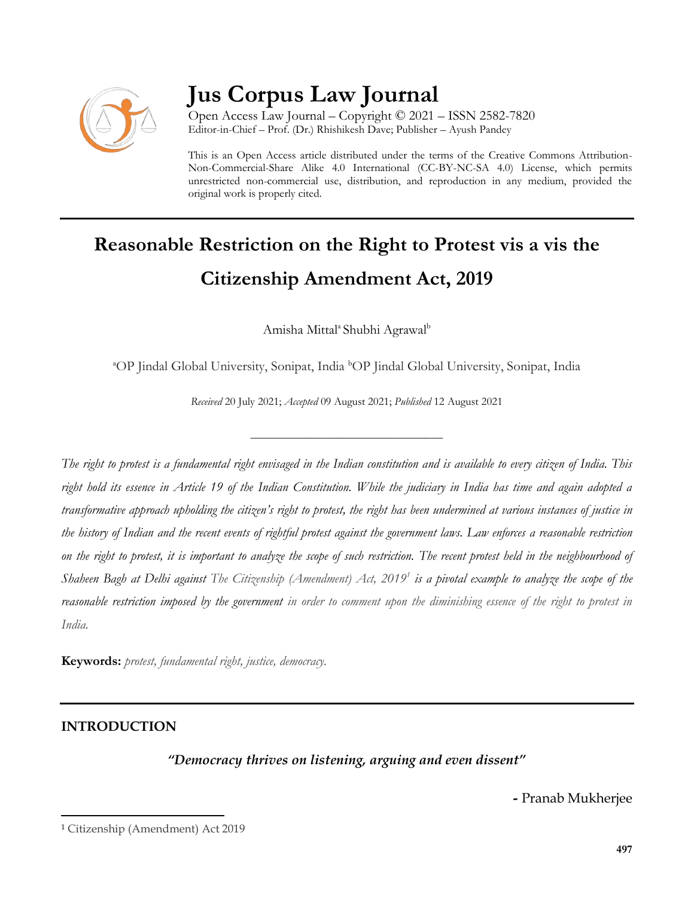# Jus Corpus Law Journal

Open Access Law Journal – Copyright © 2021 – ISSN 2582-7820
Editor-in-Chief – Prof. (Dr.) Rhishikesh Dave; Publisher – Ayush Pandey

This is an Open Access article distributed under the terms of the Creative Commons Attribution-Non-Commercial-Share Alike 4.0 International (CC-BY-NC-SA 4.0) License, which permits unrestricted non-commercial use, distribution, and reproduction in any medium, provided the original work is properly cited.

# Reasonable Restriction on the Right to Protest vis a vis the Citizenship Amendment Act, 2019

Amisha Mittal[a] Shubhi Agrawal[b]

[a]OP Jindal Global University, Sonipat, India [b]OP Jindal Global University, Sonipat, India

*Received* 20 July 2021; *Accepted* 09 August 2021; *Published* 12 August 2021

---

*The right to protest is a fundamental right envisaged in the Indian constitution and is available to every citizen of India. This right hold its essence in Article 19 of the Indian Constitution. While the judiciary in India has time and again adopted a transformative approach upholding the citizen's right to protest, the right has been undermined at various instances of justice in the history of Indian and the recent events of rightful protest against the government laws. Law enforces a reasonable restriction on the right to protest, it is important to analyze the scope of such restriction. The recent protest held in the neighbourhood of Shaheen Bagh at Delhi against The Citizenship (Amendment) Act, 2019[1] is a pivotal example to analyze the scope of the reasonable restriction imposed by the government in order to comment upon the diminishing essence of the right to protest in India.*

**Keywords:** *protest, fundamental right, justice, democracy.*

---

## INTRODUCTION

***"Democracy thrives on listening, arguing and even dissent"***

**-** Pranab Mukherjee

---

[1] Citizenship (Amendment) Act 2019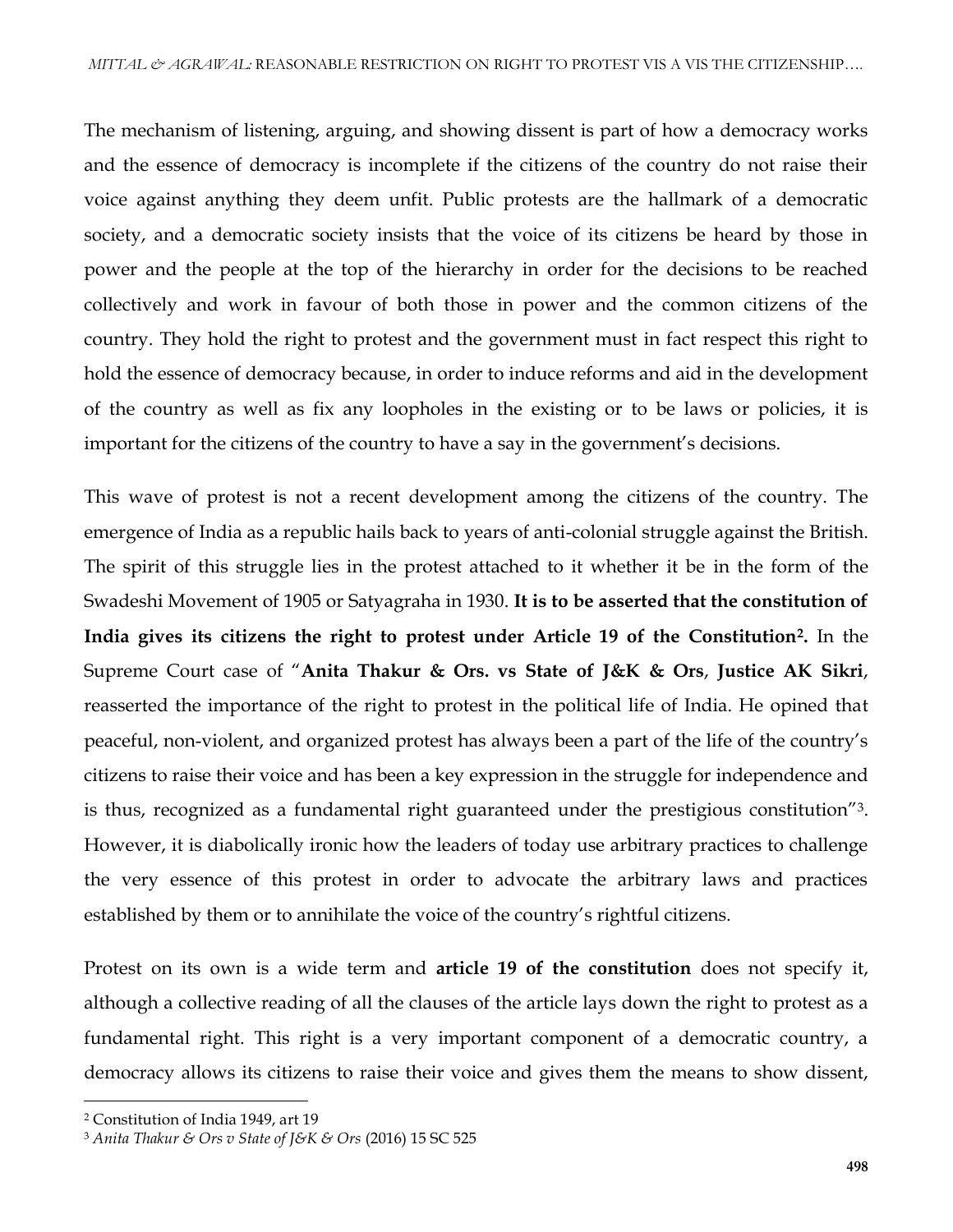The mechanism of listening, arguing, and showing dissent is part of how a democracy works and the essence of democracy is incomplete if the citizens of the country do not raise their voice against anything they deem unfit. Public protests are the hallmark of a democratic society, and a democratic society insists that the voice of its citizens be heard by those in power and the people at the top of the hierarchy in order for the decisions to be reached collectively and work in favour of both those in power and the common citizens of the country. They hold the right to protest and the government must in fact respect this right to hold the essence of democracy because, in order to induce reforms and aid in the development of the country as well as fix any loopholes in the existing or to be laws or policies, it is important for the citizens of the country to have a say in the government's decisions.

This wave of protest is not a recent development among the citizens of the country. The emergence of India as a republic hails back to years of anti-colonial struggle against the British. The spirit of this struggle lies in the protest attached to it whether it be in the form of the Swadeshi Movement of 1905 or Satyagraha in 1930. **It is to be asserted that the constitution of India gives its citizens the right to protest under Article 19 of the Constitution[2].** In the Supreme Court case of "**Anita Thakur & Ors. vs State of J&K & Ors**, **Justice AK Sikri**, reasserted the importance of the right to protest in the political life of India. He opined that peaceful, non-violent, and organized protest has always been a part of the life of the country's citizens to raise their voice and has been a key expression in the struggle for independence and is thus, recognized as a fundamental right guaranteed under the prestigious constitution"[3]. However, it is diabolically ironic how the leaders of today use arbitrary practices to challenge the very essence of this protest in order to advocate the arbitrary laws and practices established by them or to annihilate the voice of the country's rightful citizens.

Protest on its own is a wide term and **article 19 of the constitution** does not specify it, although a collective reading of all the clauses of the article lays down the right to protest as a fundamental right. This right is a very important component of a democratic country, a democracy allows its citizens to raise their voice and gives them the means to show dissent,

---

[2] Constitution of India 1949, art 19

[3] *Anita Thakur & Ors v State of J&K & Ors* (2016) 15 SC 525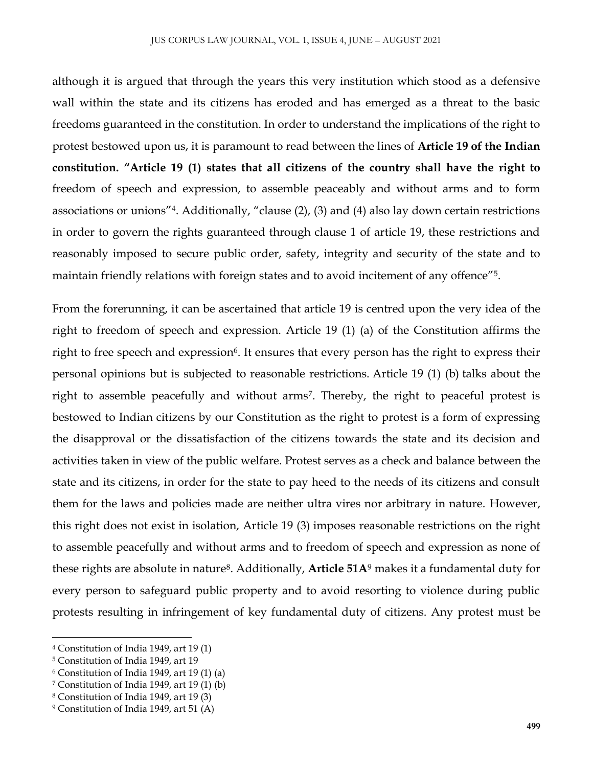although it is argued that through the years this very institution which stood as a defensive wall within the state and its citizens has eroded and has emerged as a threat to the basic freedoms guaranteed in the constitution. In order to understand the implications of the right to protest bestowed upon us, it is paramount to read between the lines of **Article 19 of the Indian constitution. "Article 19 (1) states that all citizens of the country shall have the right to** freedom of speech and expression, to assemble peaceably and without arms and to form associations or unions"[4]. Additionally, "clause (2), (3) and (4) also lay down certain restrictions in order to govern the rights guaranteed through clause 1 of article 19, these restrictions and reasonably imposed to secure public order, safety, integrity and security of the state and to maintain friendly relations with foreign states and to avoid incitement of any offence"[5].

From the forerunning, it can be ascertained that article 19 is centred upon the very idea of the right to freedom of speech and expression. Article 19 (1) (a) of the Constitution affirms the right to free speech and expression[6]. It ensures that every person has the right to express their personal opinions but is subjected to reasonable restrictions. Article 19 (1) (b) talks about the right to assemble peacefully and without arms[7]. Thereby, the right to peaceful protest is bestowed to Indian citizens by our Constitution as the right to protest is a form of expressing the disapproval or the dissatisfaction of the citizens towards the state and its decision and activities taken in view of the public welfare. Protest serves as a check and balance between the state and its citizens, in order for the state to pay heed to the needs of its citizens and consult them for the laws and policies made are neither ultra vires nor arbitrary in nature. However, this right does not exist in isolation, Article 19 (3) imposes reasonable restrictions on the right to assemble peacefully and without arms and to freedom of speech and expression as none of these rights are absolute in nature[8]. Additionally, **Article 51A**[9] makes it a fundamental duty for every person to safeguard public property and to avoid resorting to violence during public protests resulting in infringement of key fundamental duty of citizens. Any protest must be

---

[4] Constitution of India 1949, art 19 (1)

[5] Constitution of India 1949, art 19

[6] Constitution of India 1949, art 19 (1) (a)

[7] Constitution of India 1949, art 19 (1) (b)

[8] Constitution of India 1949, art 19 (3)

[9] Constitution of India 1949, art 51 (A)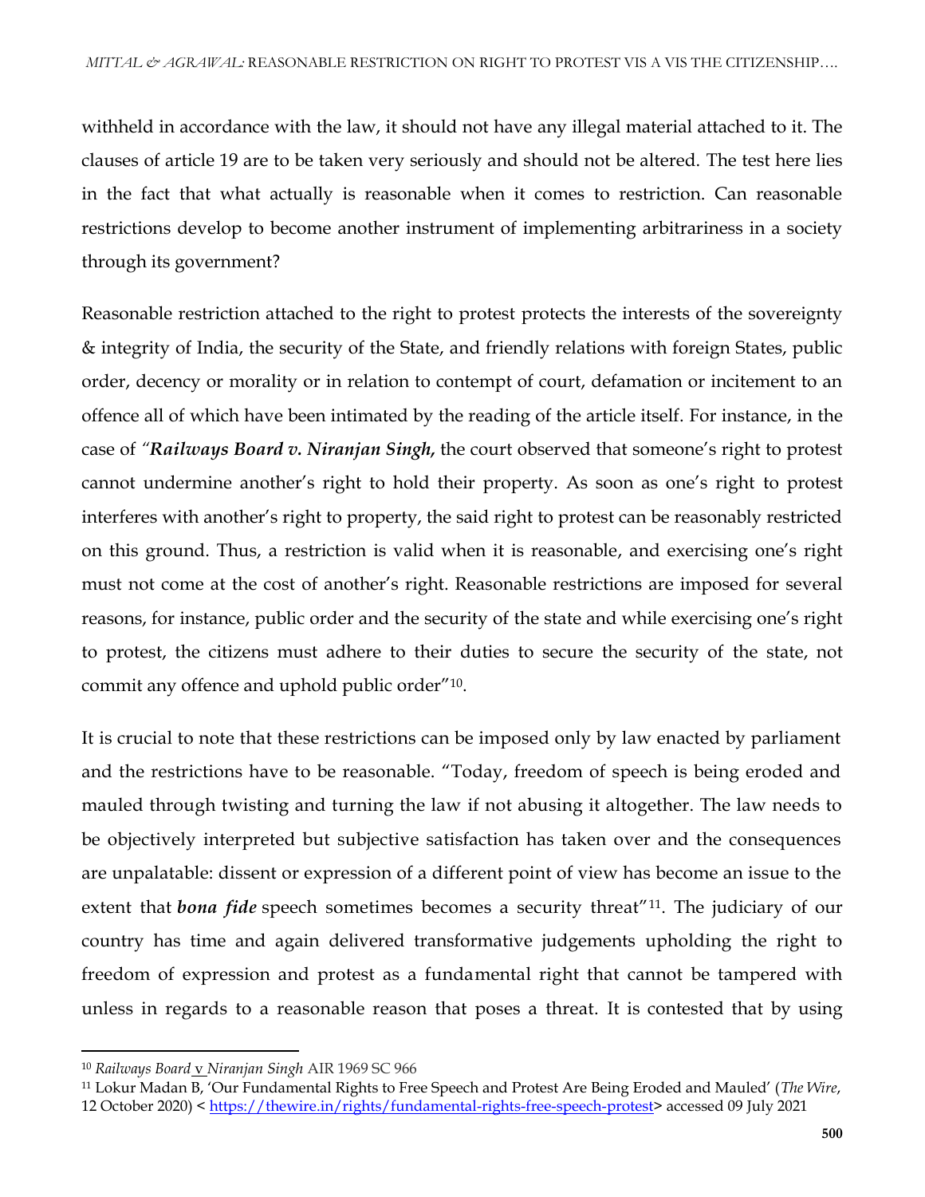withheld in accordance with the law, it should not have any illegal material attached to it. The clauses of article 19 are to be taken very seriously and should not be altered. The test here lies in the fact that what actually is reasonable when it comes to restriction. Can reasonable restrictions develop to become another instrument of implementing arbitrariness in a society through its government?

Reasonable restriction attached to the right to protest protects the interests of the sovereignty & integrity of India, the security of the State, and friendly relations with foreign States, public order, decency or morality or in relation to contempt of court, defamation or incitement to an offence all of which have been intimated by the reading of the article itself. For instance, in the case of *"**Railways Board v. Niranjan Singh**,* the court observed that someone's right to protest cannot undermine another's right to hold their property. As soon as one's right to protest interferes with another's right to property, the said right to protest can be reasonably restricted on this ground. Thus, a restriction is valid when it is reasonable, and exercising one's right must not come at the cost of another's right. Reasonable restrictions are imposed for several reasons, for instance, public order and the security of the state and while exercising one's right to protest, the citizens must adhere to their duties to secure the security of the state, not commit any offence and uphold public order"[10].

It is crucial to note that these restrictions can be imposed only by law enacted by parliament and the restrictions have to be reasonable. "Today, freedom of speech is being eroded and mauled through twisting and turning the law if not abusing it altogether. The law needs to be objectively interpreted but subjective satisfaction has taken over and the consequences are unpalatable: dissent or expression of a different point of view has become an issue to the extent that ***bona fide*** speech sometimes becomes a security threat"[11]. The judiciary of our country has time and again delivered transformative judgements upholding the right to freedom of expression and protest as a fundamental right that cannot be tampered with unless in regards to a reasonable reason that poses a threat. It is contested that by using

---

[10] *Railways Board* v *Niranjan Singh* AIR 1969 SC 966

[11] Lokur Madan B, 'Our Fundamental Rights to Free Speech and Protest Are Being Eroded and Mauled' (*The Wire*, 12 October 2020) < https://thewire.in/rights/fundamental-rights-free-speech-protest> accessed 09 July 2021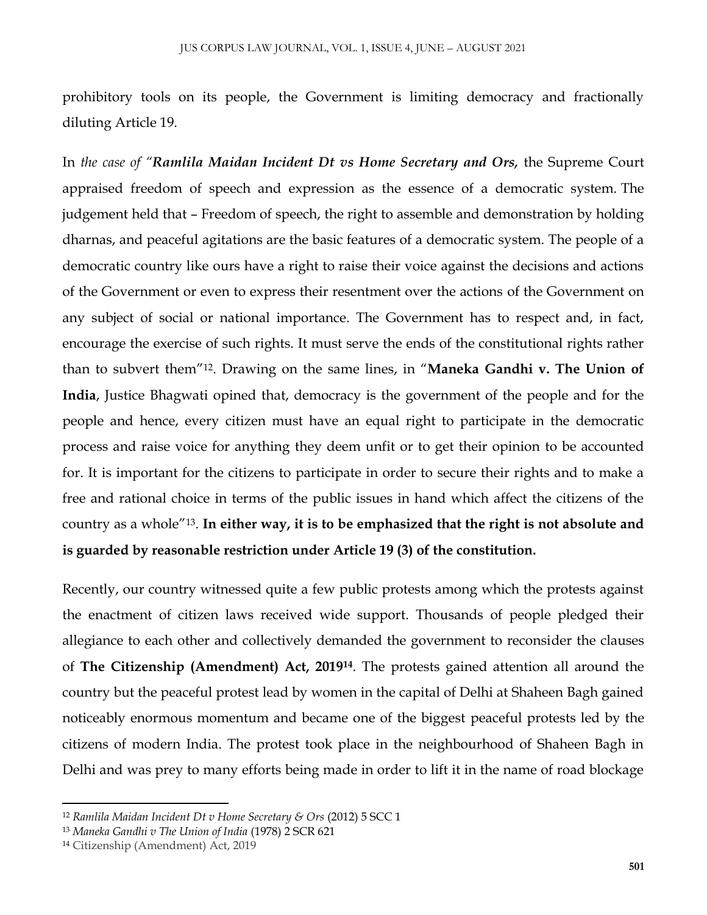prohibitory tools on its people, the Government is limiting democracy and fractionally diluting Article 19.

In *the case of "**Ramlila Maidan Incident Dt vs Home Secretary and Ors,*** the Supreme Court appraised freedom of speech and expression as the essence of a democratic system. The judgement held that – Freedom of speech, the right to assemble and demonstration by holding dharnas, and peaceful agitations are the basic features of a democratic system. The people of a democratic country like ours have a right to raise their voice against the decisions and actions of the Government or even to express their resentment over the actions of the Government on any subject of social or national importance. The Government has to respect and, in fact, encourage the exercise of such rights. It must serve the ends of the constitutional rights rather than to subvert them"[12]. Drawing on the same lines, in "**Maneka Gandhi v. The Union of India**, Justice Bhagwati opined that, democracy is the government of the people and for the people and hence, every citizen must have an equal right to participate in the democratic process and raise voice for anything they deem unfit or to get their opinion to be accounted for. It is important for the citizens to participate in order to secure their rights and to make a free and rational choice in terms of the public issues in hand which affect the citizens of the country as a whole"[13]. **In either way, it is to be emphasized that the right is not absolute and is guarded by reasonable restriction under Article 19 (3) of the constitution.**

Recently, our country witnessed quite a few public protests among which the protests against the enactment of citizen laws received wide support. Thousands of people pledged their allegiance to each other and collectively demanded the government to reconsider the clauses of **The Citizenship (Amendment) Act, 2019[14]**. The protests gained attention all around the country but the peaceful protest lead by women in the capital of Delhi at Shaheen Bagh gained noticeably enormous momentum and became one of the biggest peaceful protests led by the citizens of modern India. The protest took place in the neighbourhood of Shaheen Bagh in Delhi and was prey to many efforts being made in order to lift it in the name of road blockage

---

[12] *Ramlila Maidan Incident Dt v Home Secretary & Ors* (2012) 5 SCC 1

[13] *Maneka Gandhi v The Union of India* (1978) 2 SCR 621

[14] Citizenship (Amendment) Act, 2019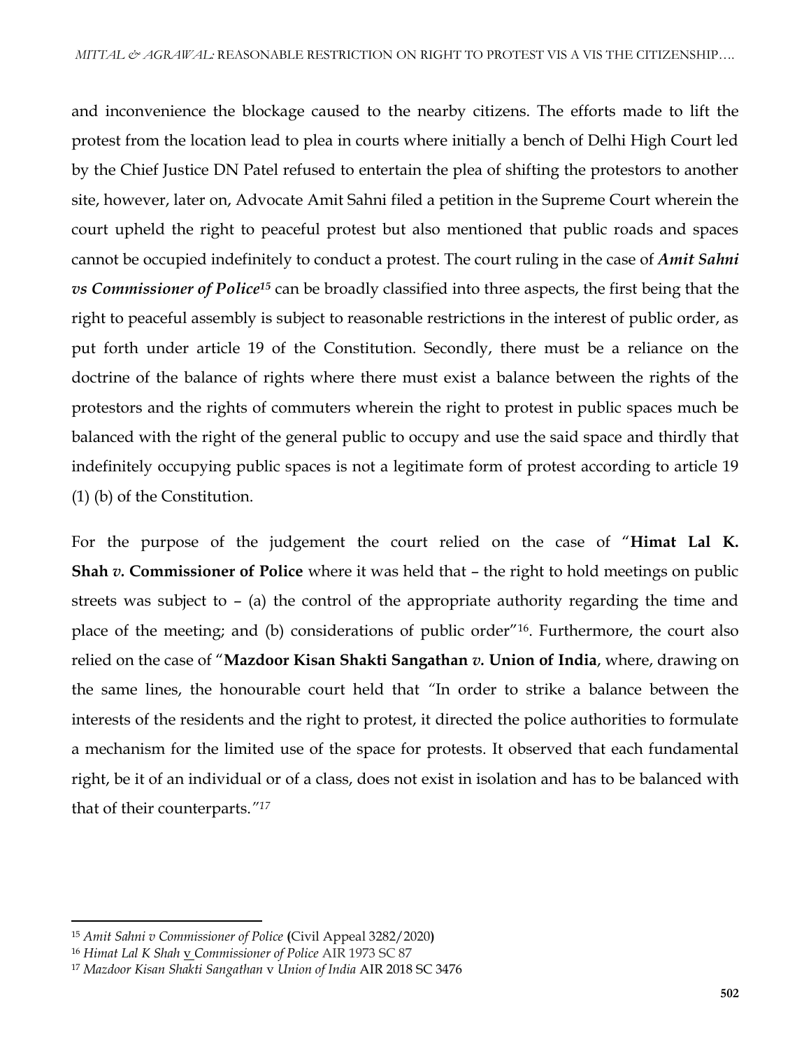and inconvenience the blockage caused to the nearby citizens. The efforts made to lift the protest from the location lead to plea in courts where initially a bench of Delhi High Court led by the Chief Justice DN Patel refused to entertain the plea of shifting the protestors to another site, however, later on, Advocate Amit Sahni filed a petition in the Supreme Court wherein the court upheld the right to peaceful protest but also mentioned that public roads and spaces cannot be occupied indefinitely to conduct a protest. The court ruling in the case of ***Amit Sahni vs Commissioner of Police***[15] can be broadly classified into three aspects, the first being that the right to peaceful assembly is subject to reasonable restrictions in the interest of public order, as put forth under article 19 of the Constitution. Secondly, there must be a reliance on the doctrine of the balance of rights where there must exist a balance between the rights of the protestors and the rights of commuters wherein the right to protest in public spaces much be balanced with the right of the general public to occupy and use the said space and thirdly that indefinitely occupying public spaces is not a legitimate form of protest according to article 19 (1) (b) of the Constitution.

For the purpose of the judgement the court relied on the case of "**Himat Lal K. Shah *v.* Commissioner of Police** where it was held that – the right to hold meetings on public streets was subject to – (a) the control of the appropriate authority regarding the time and place of the meeting; and (b) considerations of public order"[16]. Furthermore, the court also relied on the case of "**Mazdoor Kisan Shakti Sangathan *v.* Union of India**, where, drawing on the same lines, the honourable court held that *"In order to strike a balance between the interests of the residents and the right to protest, it directed the police authorities to formulate a mechanism for the limited use of the space for protests. It observed that each fundamental right, be it of an individual or of a class, does not exist in isolation and has to be balanced with that of their counterparts."*[17]

---

[15] *Amit Sahni v Commissioner of Police* **(**Civil Appeal 3282/2020**)**

[16] *Himat Lal K Shah* v *Commissioner of Police* AIR 1973 SC 87

[17] *Mazdoor Kisan Shakti Sangathan* v *Union of India* AIR 2018 SC 3476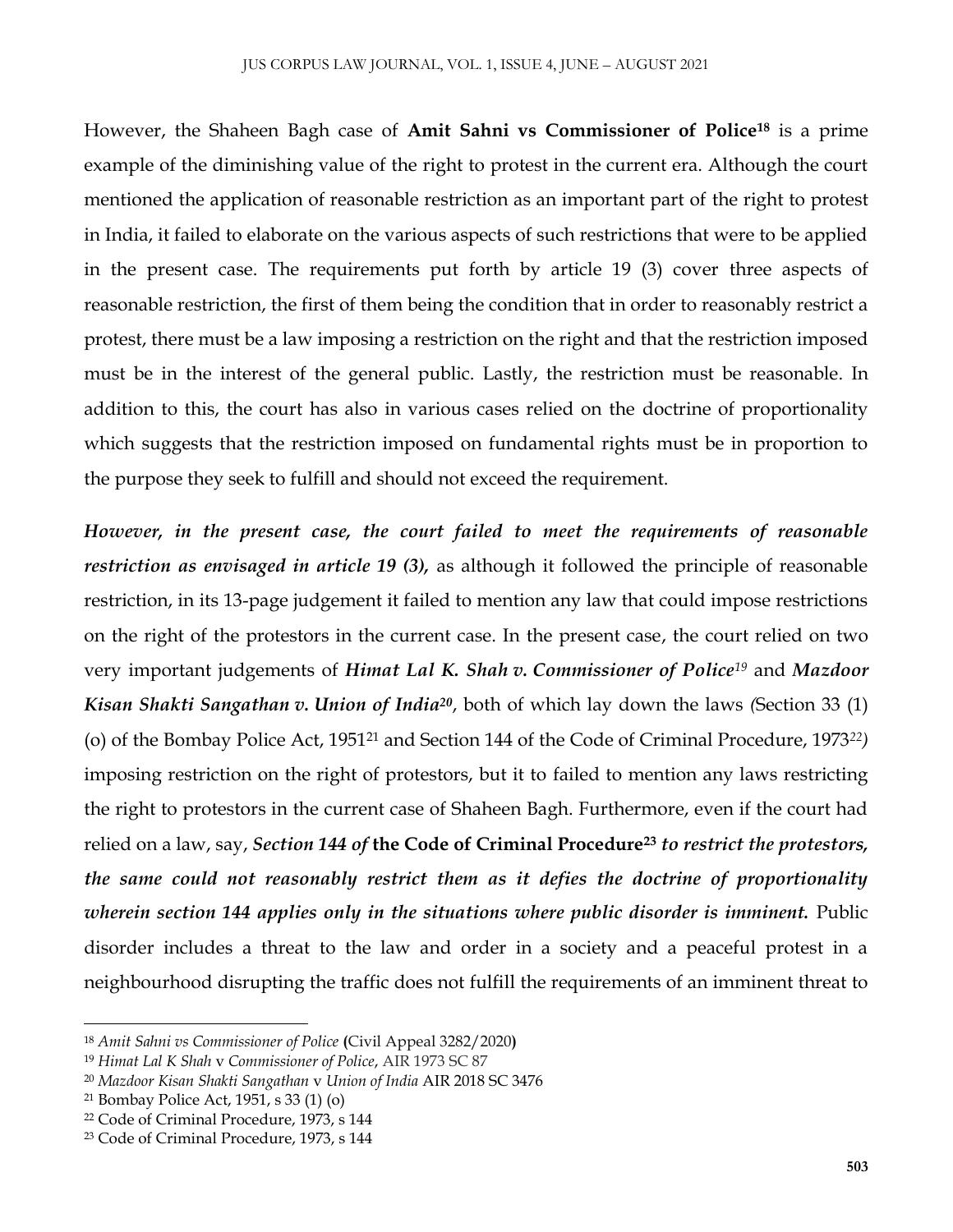However, the Shaheen Bagh case of **Amit Sahni vs Commissioner of Police**[18] is a prime example of the diminishing value of the right to protest in the current era. Although the court mentioned the application of reasonable restriction as an important part of the right to protest in India, it failed to elaborate on the various aspects of such restrictions that were to be applied in the present case. The requirements put forth by article 19 (3) cover three aspects of reasonable restriction, the first of them being the condition that in order to reasonably restrict a protest, there must be a law imposing a restriction on the right and that the restriction imposed must be in the interest of the general public. Lastly, the restriction must be reasonable. In addition to this, the court has also in various cases relied on the doctrine of proportionality which suggests that the restriction imposed on fundamental rights must be in proportion to the purpose they seek to fulfill and should not exceed the requirement.

***However, in the present case, the court failed to meet the requirements of reasonable restriction as envisaged in article 19 (3),*** as although it followed the principle of reasonable restriction, in its 13-page judgement it failed to mention any law that could impose restrictions on the right of the protestors in the current case. In the present case, the court relied on two very important judgements of ***Himat Lal K. Shah v. Commissioner of Police***[19] and ***Mazdoor Kisan Shakti Sangathan v. Union of India***[20], both of which lay down the laws *(*Section 33 (1) (o) of the Bombay Police Act, 1951[21] and Section 144 of the Code of Criminal Procedure, 1973[22]*)* imposing restriction on the right of protestors, but it to failed to mention any laws restricting the right to protestors in the current case of Shaheen Bagh. Furthermore, even if the court had relied on a law, say, ***Section 144 of* the Code of Criminal Procedure**[23] ***to restrict the protestors, the same could not reasonably restrict them as it defies the doctrine of proportionality wherein section 144 applies only in the situations where public disorder is imminent.*** Public disorder includes a threat to the law and order in a society and a peaceful protest in a neighbourhood disrupting the traffic does not fulfill the requirements of an imminent threat to

---

[18] *Amit Sahni vs Commissioner of Police* **(**Civil Appeal 3282/2020**)**

[19] *Himat Lal K Shah* v *Commissioner of Police*, AIR 1973 SC 87

[20] *Mazdoor Kisan Shakti Sangathan* v *Union of India* AIR 2018 SC 3476

[21] Bombay Police Act, 1951, s 33 (1) (o)

[22] Code of Criminal Procedure, 1973, s 144

[23] Code of Criminal Procedure, 1973, s 144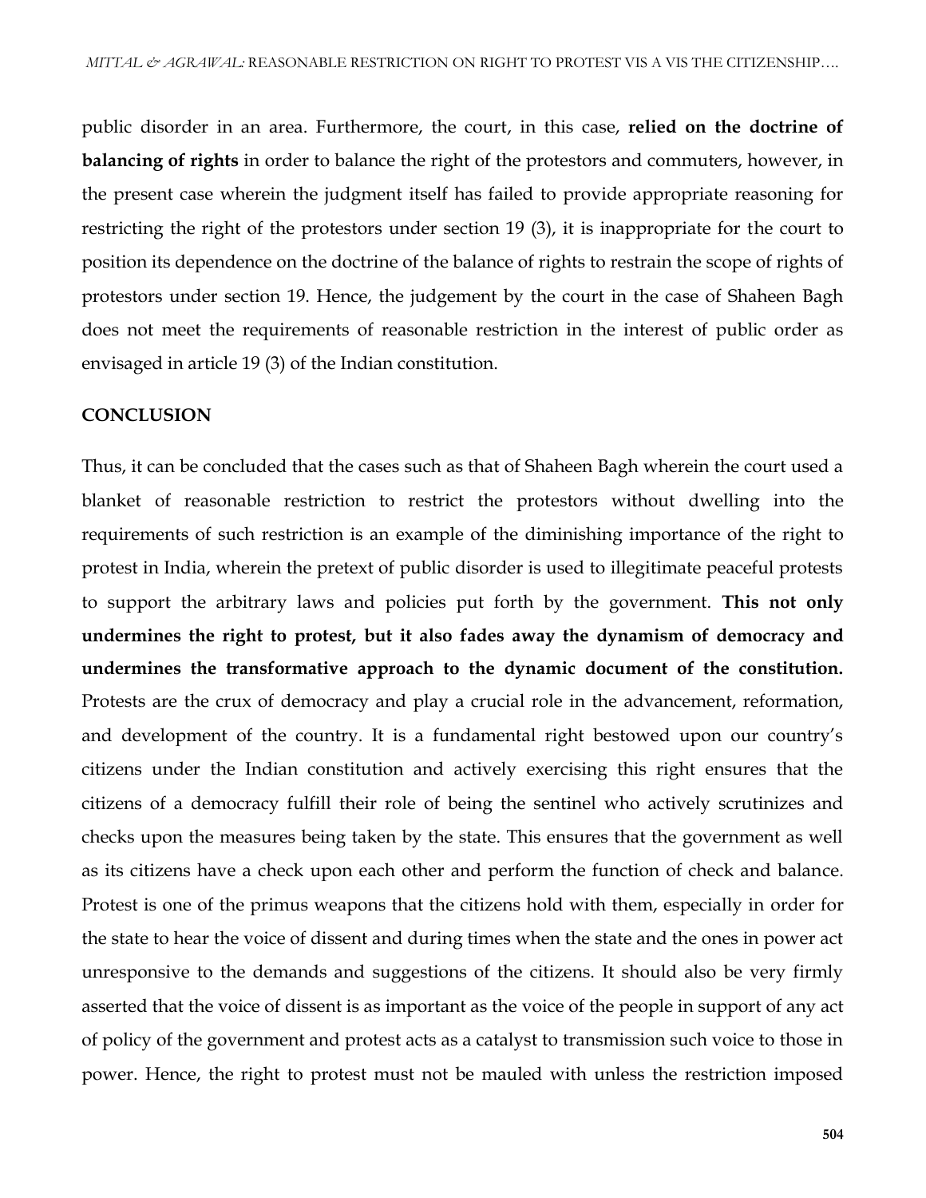public disorder in an area. Furthermore, the court, in this case, **relied on the doctrine of balancing of rights** in order to balance the right of the protestors and commuters, however, in the present case wherein the judgment itself has failed to provide appropriate reasoning for restricting the right of the protestors under section 19 (3), it is inappropriate for the court to position its dependence on the doctrine of the balance of rights to restrain the scope of rights of protestors under section 19. Hence, the judgement by the court in the case of Shaheen Bagh does not meet the requirements of reasonable restriction in the interest of public order as envisaged in article 19 (3) of the Indian constitution.

## CONCLUSION

Thus, it can be concluded that the cases such as that of Shaheen Bagh wherein the court used a blanket of reasonable restriction to restrict the protestors without dwelling into the requirements of such restriction is an example of the diminishing importance of the right to protest in India, wherein the pretext of public disorder is used to illegitimate peaceful protests to support the arbitrary laws and policies put forth by the government. **This not only undermines the right to protest, but it also fades away the dynamism of democracy and undermines the transformative approach to the dynamic document of the constitution.** Protests are the crux of democracy and play a crucial role in the advancement, reformation, and development of the country. It is a fundamental right bestowed upon our country's citizens under the Indian constitution and actively exercising this right ensures that the citizens of a democracy fulfill their role of being the sentinel who actively scrutinizes and checks upon the measures being taken by the state. This ensures that the government as well as its citizens have a check upon each other and perform the function of check and balance. Protest is one of the primus weapons that the citizens hold with them, especially in order for the state to hear the voice of dissent and during times when the state and the ones in power act unresponsive to the demands and suggestions of the citizens. It should also be very firmly asserted that the voice of dissent is as important as the voice of the people in support of any act of policy of the government and protest acts as a catalyst to transmission such voice to those in power. Hence, the right to protest must not be mauled with unless the restriction imposed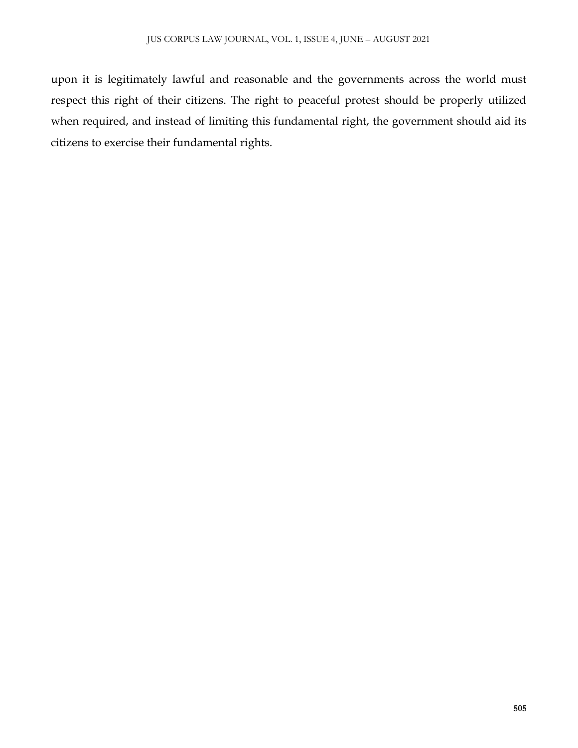upon it is legitimately lawful and reasonable and the governments across the world must respect this right of their citizens. The right to peaceful protest should be properly utilized when required, and instead of limiting this fundamental right, the government should aid its citizens to exercise their fundamental rights.